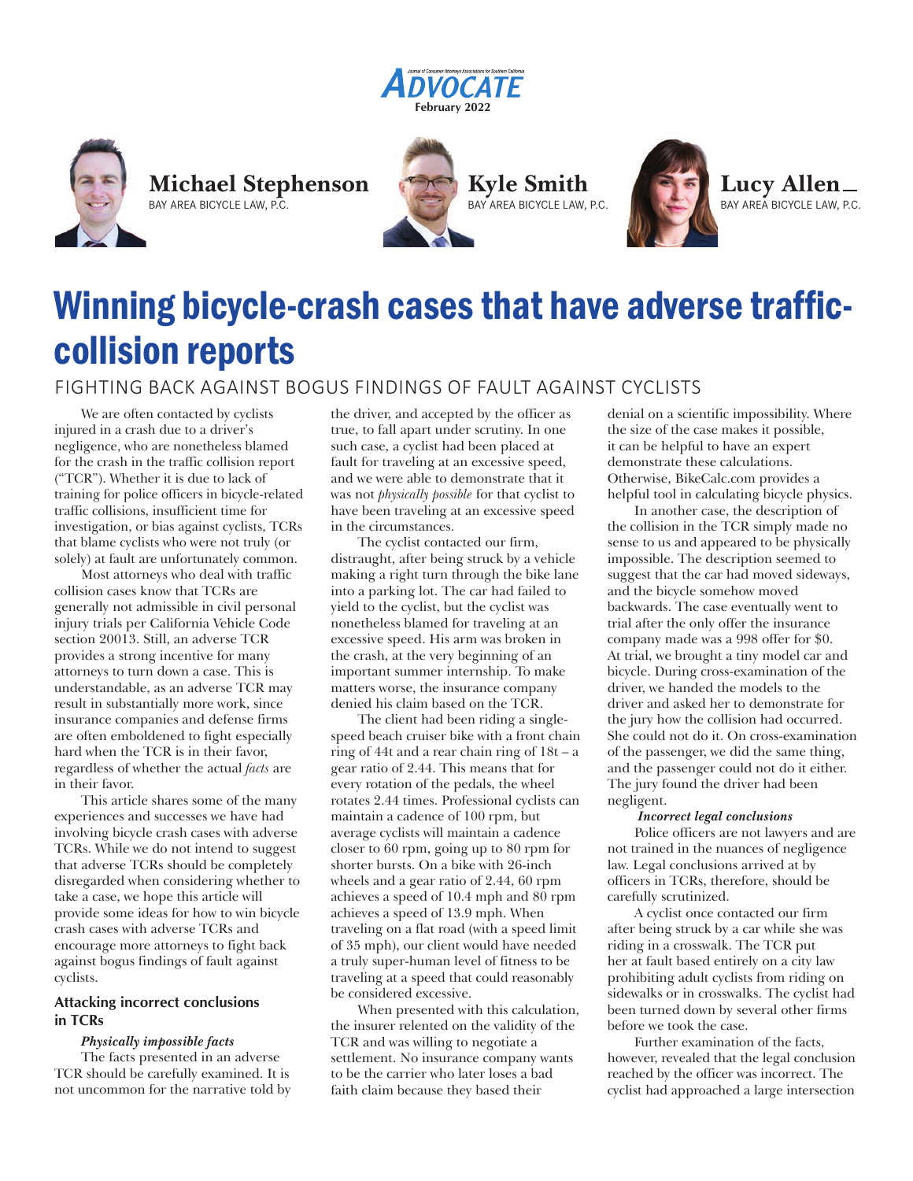Michael Stephenson
BAY AREA BICYCLE LAW, P.C.

Kyle Smith
BAY AREA BICYCLE LAW, P.C.

Lucy Allen
BAY AREA BICYCLE LAW, P.C.

# Winning bicycle-crash cases that have adverse traffic-collision reports

## FIGHTING BACK AGAINST BOGUS FINDINGS OF FAULT AGAINST CYCLISTS

We are often contacted by cyclists injured in a crash due to a driver's negligence, who are nonetheless blamed for the crash in the traffic collision report ("TCR"). Whether it is due to lack of training for police officers in bicycle-related traffic collisions, insufficient time for investigation, or bias against cyclists, TCRs that blame cyclists who were not truly (or solely) at fault are unfortunately common.

Most attorneys who deal with traffic collision cases know that TCRs are generally not admissible in civil personal injury trials per California Vehicle Code section 20013. Still, an adverse TCR provides a strong incentive for many attorneys to turn down a case. This is understandable, as an adverse TCR may result in substantially more work, since insurance companies and defense firms are often emboldened to fight especially hard when the TCR is in their favor, regardless of whether the actual *facts* are in their favor.

This article shares some of the many experiences and successes we have had involving bicycle crash cases with adverse TCRs. While we do not intend to suggest that adverse TCRs should be completely disregarded when considering whether to take a case, we hope this article will provide some ideas for how to win bicycle crash cases with adverse TCRs and encourage more attorneys to fight back against bogus findings of fault against cyclists.

### Attacking incorrect conclusions in TCRs

***Physically impossible facts***

The facts presented in an adverse TCR should be carefully examined. It is not uncommon for the narrative told by the driver, and accepted by the officer as true, to fall apart under scrutiny. In one such case, a cyclist had been placed at fault for traveling at an excessive speed, and we were able to demonstrate that it was not *physically possible* for that cyclist to have been traveling at an excessive speed in the circumstances.

The cyclist contacted our firm, distraught, after being struck by a vehicle making a right turn through the bike lane into a parking lot. The car had failed to yield to the cyclist, but the cyclist was nonetheless blamed for traveling at an excessive speed. His arm was broken in the crash, at the very beginning of an important summer internship. To make matters worse, the insurance company denied his claim based on the TCR.

The client had been riding a single-speed beach cruiser bike with a front chain ring of 44t and a rear chain ring of 18t – a gear ratio of 2.44. This means that for every rotation of the pedals, the wheel rotates 2.44 times. Professional cyclists can maintain a cadence of 100 rpm, but average cyclists will maintain a cadence closer to 60 rpm, going up to 80 rpm for shorter bursts. On a bike with 26-inch wheels and a gear ratio of 2.44, 60 rpm achieves a speed of 10.4 mph and 80 rpm achieves a speed of 13.9 mph. When traveling on a flat road (with a speed limit of 35 mph), our client would have needed a truly super-human level of fitness to be traveling at a speed that could reasonably be considered excessive.

When presented with this calculation, the insurer relented on the validity of the TCR and was willing to negotiate a settlement. No insurance company wants to be the carrier who later loses a bad faith claim because they based their denial on a scientific impossibility. Where the size of the case makes it possible, it can be helpful to have an expert demonstrate these calculations. Otherwise, BikeCalc.com provides a helpful tool in calculating bicycle physics.

In another case, the description of the collision in the TCR simply made no sense to us and appeared to be physically impossible. The description seemed to suggest that the car had moved sideways, and the bicycle somehow moved backwards. The case eventually went to trial after the only offer the insurance company made was a 998 offer for $0. At trial, we brought a tiny model car and bicycle. During cross-examination of the driver, we handed the models to the driver and asked her to demonstrate for the jury how the collision had occurred. She could not do it. On cross-examination of the passenger, we did the same thing, and the passenger could not do it either. The jury found the driver had been negligent.

***Incorrect legal conclusions***

Police officers are not lawyers and are not trained in the nuances of negligence law. Legal conclusions arrived at by officers in TCRs, therefore, should be carefully scrutinized.

A cyclist once contacted our firm after being struck by a car while she was riding in a crosswalk. The TCR put her at fault based entirely on a city law prohibiting adult cyclists from riding on sidewalks or in crosswalks. The cyclist had been turned down by several other firms before we took the case.

Further examination of the facts, however, revealed that the legal conclusion reached by the officer was incorrect. The cyclist had approached a large intersection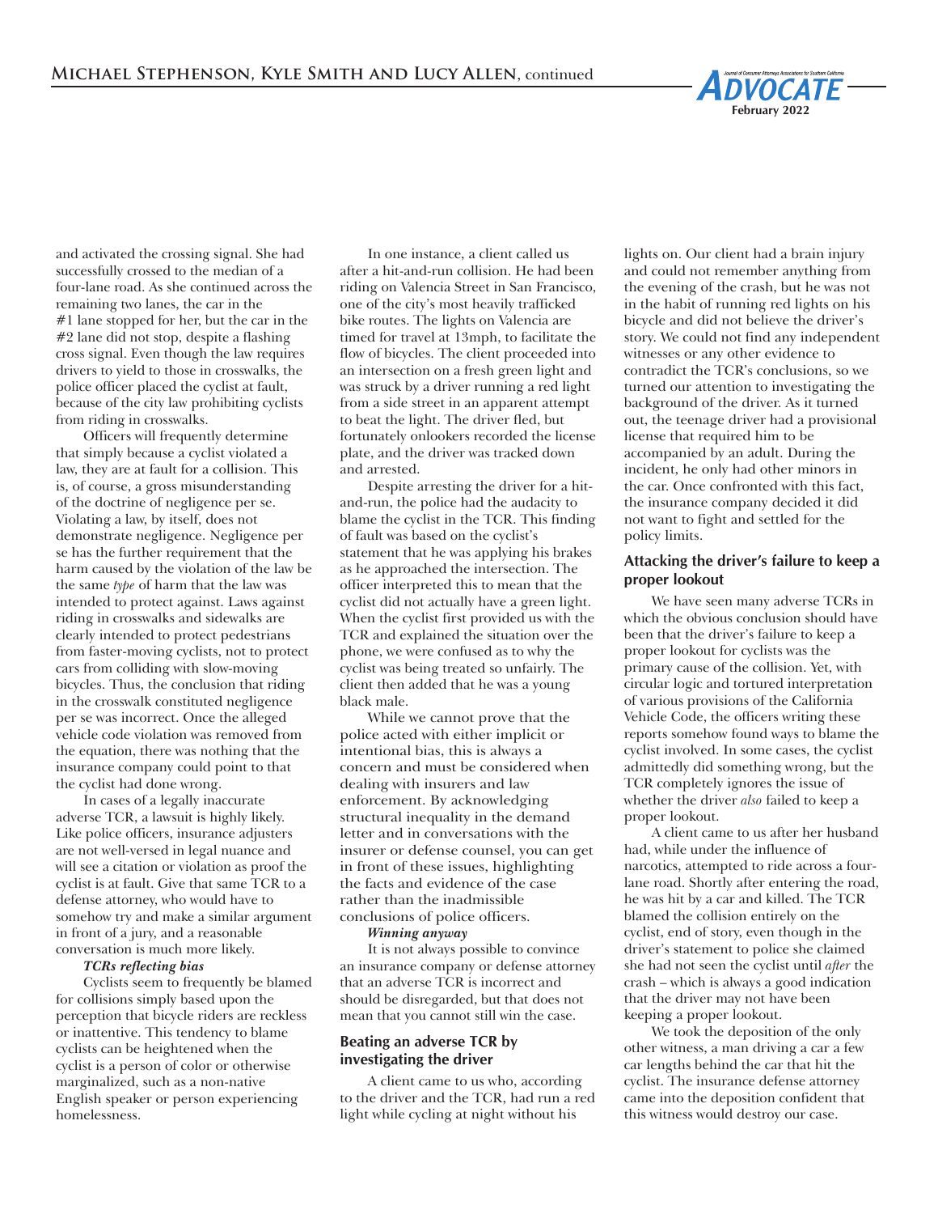and activated the crossing signal. She had successfully crossed to the median of a four-lane road. As she continued across the remaining two lanes, the car in the #1 lane stopped for her, but the car in the #2 lane did not stop, despite a flashing cross signal. Even though the law requires drivers to yield to those in crosswalks, the police officer placed the cyclist at fault, because of the city law prohibiting cyclists from riding in crosswalks.

Officers will frequently determine that simply because a cyclist violated a law, they are at fault for a collision. This is, of course, a gross misunderstanding of the doctrine of negligence per se. Violating a law, by itself, does not demonstrate negligence. Negligence per se has the further requirement that the harm caused by the violation of the law be the same *type* of harm that the law was intended to protect against. Laws against riding in crosswalks and sidewalks are clearly intended to protect pedestrians from faster-moving cyclists, not to protect cars from colliding with slow-moving bicycles. Thus, the conclusion that riding in the crosswalk constituted negligence per se was incorrect. Once the alleged vehicle code violation was removed from the equation, there was nothing that the insurance company could point to that the cyclist had done wrong.

In cases of a legally inaccurate adverse TCR, a lawsuit is highly likely. Like police officers, insurance adjusters are not well-versed in legal nuance and will see a citation or violation as proof the cyclist is at fault. Give that same TCR to a defense attorney, who would have to somehow try and make a similar argument in front of a jury, and a reasonable conversation is much more likely.

***TCRs reflecting bias***

Cyclists seem to frequently be blamed for collisions simply based upon the perception that bicycle riders are reckless or inattentive. This tendency to blame cyclists can be heightened when the cyclist is a person of color or otherwise marginalized, such as a non-native English speaker or person experiencing homelessness.

In one instance, a client called us after a hit-and-run collision. He had been riding on Valencia Street in San Francisco, one of the city's most heavily trafficked bike routes. The lights on Valencia are timed for travel at 13mph, to facilitate the flow of bicycles. The client proceeded into an intersection on a fresh green light and was struck by a driver running a red light from a side street in an apparent attempt to beat the light. The driver fled, but fortunately onlookers recorded the license plate, and the driver was tracked down and arrested.

Despite arresting the driver for a hit-and-run, the police had the audacity to blame the cyclist in the TCR. This finding of fault was based on the cyclist's statement that he was applying his brakes as he approached the intersection. The officer interpreted this to mean that the cyclist did not actually have a green light. When the cyclist first provided us with the TCR and explained the situation over the phone, we were confused as to why the cyclist was being treated so unfairly. The client then added that he was a young black male.

While we cannot prove that the police acted with either implicit or intentional bias, this is always a concern and must be considered when dealing with insurers and law enforcement. By acknowledging structural inequality in the demand letter and in conversations with the insurer or defense counsel, you can get in front of these issues, highlighting the facts and evidence of the case rather than the inadmissible conclusions of police officers.

***Winning anyway***

It is not always possible to convince an insurance company or defense attorney that an adverse TCR is incorrect and should be disregarded, but that does not mean that you cannot still win the case.

### Beating an adverse TCR by investigating the driver

A client came to us who, according to the driver and the TCR, had run a red light while cycling at night without his lights on. Our client had a brain injury and could not remember anything from the evening of the crash, but he was not in the habit of running red lights on his bicycle and did not believe the driver's story. We could not find any independent witnesses or any other evidence to contradict the TCR's conclusions, so we turned our attention to investigating the background of the driver. As it turned out, the teenage driver had a provisional license that required him to be accompanied by an adult. During the incident, he only had other minors in the car. Once confronted with this fact, the insurance company decided it did not want to fight and settled for the policy limits.

### Attacking the driver's failure to keep a proper lookout

We have seen many adverse TCRs in which the obvious conclusion should have been that the driver's failure to keep a proper lookout for cyclists was the primary cause of the collision. Yet, with circular logic and tortured interpretation of various provisions of the California Vehicle Code, the officers writing these reports somehow found ways to blame the cyclist involved. In some cases, the cyclist admittedly did something wrong, but the TCR completely ignores the issue of whether the driver *also* failed to keep a proper lookout.

A client came to us after her husband had, while under the influence of narcotics, attempted to ride across a four-lane road. Shortly after entering the road, he was hit by a car and killed. The TCR blamed the collision entirely on the cyclist, end of story, even though in the driver's statement to police she claimed she had not seen the cyclist until *after* the crash – which is always a good indication that the driver may not have been keeping a proper lookout.

We took the deposition of the only other witness, a man driving a car a few car lengths behind the car that hit the cyclist. The insurance defense attorney came into the deposition confident that this witness would destroy our case.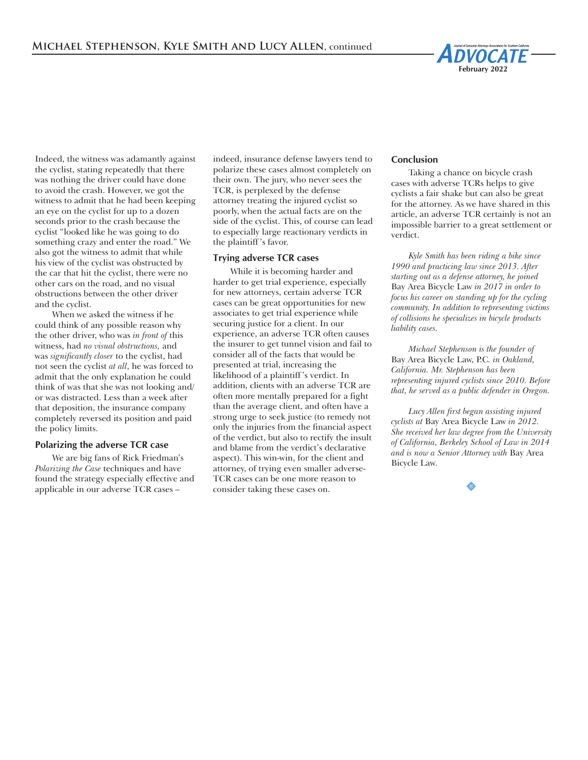Indeed, the witness was adamantly against the cyclist, stating repeatedly that there was nothing the driver could have done to avoid the crash. However, we got the witness to admit that he had been keeping an eye on the cyclist for up to a dozen seconds prior to the crash because the cyclist "looked like he was going to do something crazy and enter the road." We also got the witness to admit that while his view of the cyclist was obstructed by the car that hit the cyclist, there were no other cars on the road, and no visual obstructions between the other driver and the cyclist.

When we asked the witness if he could think of any possible reason why the other driver, who was *in front of* this witness, had *no visual obstructions,* and was *significantly closer* to the cyclist, had not seen the cyclist *at all*, he was forced to admit that the only explanation he could think of was that she was not looking and/or was distracted. Less than a week after that deposition, the insurance company completely reversed its position and paid the policy limits.

### Polarizing the adverse TCR case

We are big fans of Rick Friedman's *Polarizing the Case* techniques and have found the strategy especially effective and applicable in our adverse TCR cases – indeed, insurance defense lawyers tend to polarize these cases almost completely on their own. The jury, who never sees the TCR, is perplexed by the defense attorney treating the injured cyclist so poorly, when the actual facts are on the side of the cyclist. This, of course can lead to especially large reactionary verdicts in the plaintiff's favor.

### Trying adverse TCR cases

While it is becoming harder and harder to get trial experience, especially for new attorneys, certain adverse TCR cases can be great opportunities for new associates to get trial experience while securing justice for a client. In our experience, an adverse TCR often causes the insurer to get tunnel vision and fail to consider all of the facts that would be presented at trial, increasing the likelihood of a plaintiff's verdict. In addition, clients with an adverse TCR are often more mentally prepared for a fight than the average client, and often have a strong urge to seek justice (to remedy not only the injuries from the financial aspect of the verdict, but also to rectify the insult and blame from the verdict's declarative aspect). This win-win, for the client and attorney, of trying even smaller adverse-TCR cases can be one more reason to consider taking these cases on.

### Conclusion

Taking a chance on bicycle crash cases with adverse TCRs helps to give cyclists a fair shake but can also be great for the attorney. As we have shared in this article, an adverse TCR certainly is not an impossible barrier to a great settlement or verdict.

*Kyle Smith has been riding a bike since 1990 and practicing law since 2013. After starting out as a defense attorney, he joined* Bay Area Bicycle Law *in 2017 in order to focus his career on standing up for the cycling community. In addition to representing victims of collisions he specializes in bicycle products liability cases.*

*Michael Stephenson is the founder of* Bay Area Bicycle Law, P.C. *in Oakland, California. Mr. Stephenson has been representing injured cyclists since 2010. Before that, he served as a public defender in Oregon.*

*Lucy Allen first began assisting injured cyclists at* Bay Area Bicycle Law *in 2012. She received her law degree from the University of California, Berkeley School of Law in 2014 and is now a Senior Attorney with* Bay Area Bicycle Law.